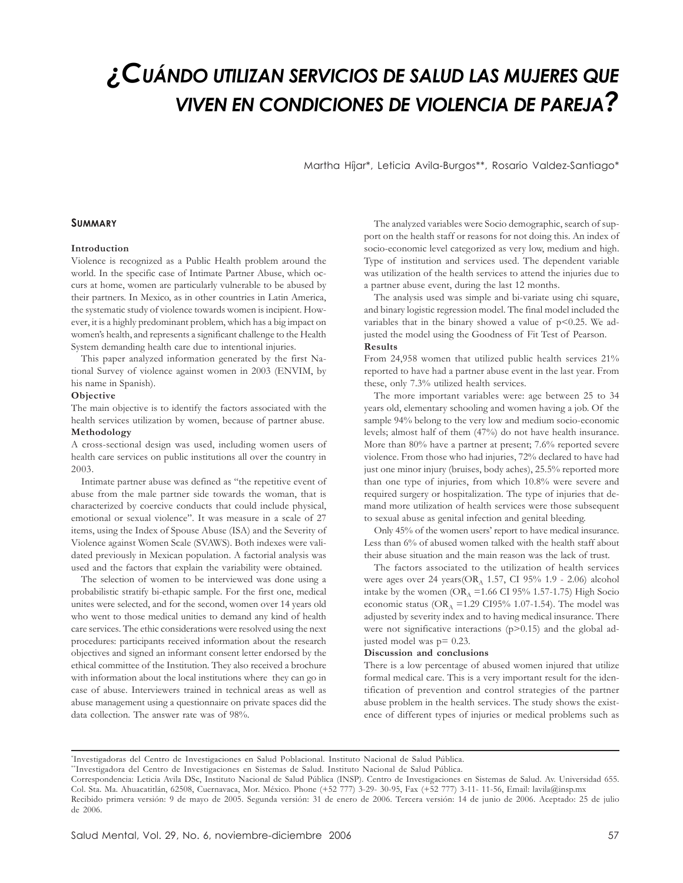# ¿CUÁNDO UTILIZAN SERVICIOS DE SALUD LAS MUJERES QUE VIVEN EN CONDICIONES DE VIOLENCIA DE PAREJA?

Martha Híjar*, Leticia Avila-Burgos**, Rosario Valdez-Santiago*

## SUMMARY

**Introduction**

Violence is recognized as a Public Health problem around the world. In the specific case of Intimate Partner Abuse, which occurs at home, women are particularly vulnerable to be abused by their partners. In Mexico, as in other countries in Latin America, the systematic study of violence towards women is incipient. However, it is a highly predominant problem, which has a big impact on women's health, and represents a significant challenge to the Health System demanding health care due to intentional injuries.

This paper analyzed information generated by the first National Survey of violence against women in 2003 (ENVIM, by his name in Spanish).

**Objective**

The main objective is to identify the factors associated with the health services utilization by women, because of partner abuse.

**Methodology**

A cross-sectional design was used, including women users of health care services on public institutions all over the country in 2003.

Intimate partner abuse was defined as "the repetitive event of abuse from the male partner side towards the woman, that is characterized by coercive conducts that could include physical, emotional or sexual violence". It was measure in a scale of 27 items, using the Index of Spouse Abuse (ISA) and the Severity of Violence against Women Scale (SVAWS). Both indexes were validated previously in Mexican population. A factorial analysis was used and the factors that explain the variability were obtained.

The selection of women to be interviewed was done using a probabilistic stratify bi-ethapic sample. For the first one, medical unites were selected, and for the second, women over 14 years old who went to those medical unities to demand any kind of health care services. The ethic considerations were resolved using the next procedures: participants received information about the research objectives and signed an informant consent letter endorsed by the ethical committee of the Institution. They also received a brochure with information about the local institutions where they can go in case of abuse. Interviewers trained in technical areas as well as abuse management using a questionnaire on private spaces did the data collection. The answer rate was of 98%.

The analyzed variables were Socio demographic, search of support on the health staff or reasons for not doing this. An index of socio-economic level categorized as very low, medium and high. Type of institution and services used. The dependent variable was utilization of the health services to attend the injuries due to a partner abuse event, during the last 12 months.

The analysis used was simple and bi-variate using chi square, and binary logistic regression model. The final model included the variables that in the binary showed a value of $p<0.25$. We adjusted the model using the Goodness of Fit Test of Pearson.

**Results**

From 24,958 women that utilized public health services 21% reported to have had a partner abuse event in the last year. From these, only 7.3% utilized health services.

The more important variables were: age between 25 to 34 years old, elementary schooling and women having a job. Of the sample 94% belong to the very low and medium socio-economic levels; almost half of them (47%) do not have health insurance. More than 80% have a partner at present; 7.6% reported severe violence. From those who had injuries, 72% declared to have had just one minor injury (bruises, body aches), 25.5% reported more than one type of injuries, from which 10.8% were severe and required surgery or hospitalization. The type of injuries that demand more utilization of health services were those subsequent to sexual abuse as genital infection and genital bleeding.

Only 45% of the women users' report to have medical insurance. Less than 6% of abused women talked with the health staff about their abuse situation and the main reason was the lack of trust.

The factors associated to the utilization of health services were ages over 24 years($OR_A$ 1.57, CI 95% 1.9 - 2.06) alcohol intake by the women ($OR_A$ =1.66 CI 95% 1.57-1.75) High Socio economic status ($OR_A$ =1.29 CI95% 1.07-1.54). The model was adjusted by severity index and to having medical insurance. There were not significative interactions ($p>0.15$) and the global adjusted model was p= 0.23.

**Discussion and conclusions**

There is a low percentage of abused women injured that utilize formal medical care. This is a very important result for the identification of prevention and control strategies of the partner abuse problem in the health services. The study shows the existence of different types of injuries or medical problems such as

---

*Investigadoras del Centro de Investigaciones en Salud Poblacional. Instituto Nacional de Salud Pública.
**Investigadora del Centro de Investigaciones en Sistemas de Salud. Instituto Nacional de Salud Pública.
Correspondencia: Leticia Avila DSc, Instituto Nacional de Salud Pública (INSP). Centro de Investigaciones en Sistemas de Salud. Av. Universidad 655. Col. Sta. Ma. Ahuacatitlán, 62508, Cuernavaca, Mor. México. Phone (+52 777) 3-29- 30-95, Fax (+52 777) 3-11- 11-56, Email: lavila@insp.mx
Recibido primera versión: 9 de mayo de 2005. Segunda versión: 31 de enero de 2006. Tercera versión: 14 de junio de 2006. Aceptado: 25 de julio de 2006.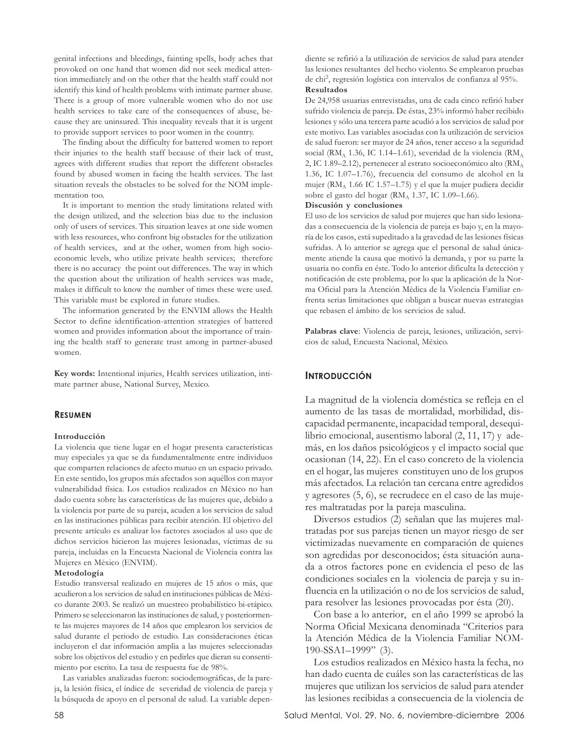genital infections and bleedings, fainting spells, body aches that provoked on one hand that women did not seek medical attention immediately and on the other that the health staff could not identify this kind of health problems with intimate partner abuse. There is a group of more vulnerable women who do not use health services to take care of the consequences of abuse, because they are uninsured. This inequality reveals that it is urgent to provide support services to poor women in the country.

The finding about the difficulty for battered women to report their injuries to the health staff because of their lack of trust, agrees with different studies that report the different obstacles found by abused women in facing the health services. The last situation reveals the obstacles to be solved for the NOM implementation too.

It is important to mention the study limitations related with the design utilized, and the selection bias due to the inclusion only of users of services. This situation leaves at one side women with less resources, who confront big obstacles for the utilization of health services, and at the other, women from high socioeconomic levels, who utilize private health services; therefore there is no accuracy the point out differences. The way in which the question about the utilization of health services was made, makes it difficult to know the number of times these were used. This variable must be explored in future studies.

The information generated by the ENVIM allows the Health Sector to define identification-attention strategies of battered women and provides information about the importance of training the health staff to generate trust among in partner-abused women.

**Key words:** Intentional injuries, Health services utilization, intimate partner abuse, National Survey, Mexico.

## RESUMEN

**Introducción**

La violencia que tiene lugar en el hogar presenta características muy especiales ya que se da fundamentalmente entre individuos que comparten relaciones de afecto mutuo en un espacio privado. En este sentido, los grupos más afectados son aquéllos con mayor vulnerabilidad física. Los estudios realizados en México no han dado cuenta sobre las características de las mujeres que, debido a la violencia por parte de su pareja, acuden a los servicios de salud en las instituciones públicas para recibir atención. El objetivo del presente artículo es analizar los factores asociados al uso que de dichos servicios hicieron las mujeres lesionadas, víctimas de su pareja, incluidas en la Encuesta Nacional de Violencia contra las Mujeres en México (ENVIM).

**Metodología**

Estudio transversal realizado en mujeres de 15 años o más, que acudieron a los servicios de salud en instituciones públicas de México durante 2003. Se realizó un muestreo probabilístico bi-etápico. Primero se seleccionaron las instituciones de salud, y posteriormente las mujeres mayores de 14 años que emplearon los servicios de salud durante el periodo de estudio. Las consideraciones éticas incluyeron el dar información amplia a las mujeres seleccionadas sobre los objetivos del estudio y en pedirles que dieran su consentimiento por escrito. La tasa de respuesta fue de 98%.

Las variables analizadas fueron: sociodemográficas, de la pareja, la lesión física, el índice de severidad de violencia de pareja y la búsqueda de apoyo en el personal de salud. La variable dependiente se refirió a la utilización de servicios de salud para atender las lesiones resultantes del hecho violento. Se emplearon pruebas de chi$^2$, regresión logística con intervalos de confianza al 95%.

**Resultados**

De 24,958 usuarias entrevistadas, una de cada cinco refirió haber sufrido violencia de pareja. De éstas, 23% informó haber recibido lesiones y sólo una tercera parte acudió a los servicios de salud por este motivo. Las variables asociadas con la utilización de servicios de salud fueron: ser mayor de 24 años, tener acceso a la seguridad social ($RM_A$ 1.36, IC 1.14–1.61), severidad de la violencia ($RM_A$ 2, IC 1.89–2.12), pertenecer al estrato socioeconómico alto ($RM_A$ 1.36, IC 1.07–1.76), frecuencia del consumo de alcohol en la mujer ($RM_A$ 1.66 IC 1.57–1.75) y el que la mujer pudiera decidir sobre el gasto del hogar ($RM_A$ 1.37, IC 1.09–1.66).

**Discusión y conclusiones**

El uso de los servicios de salud por mujeres que han sido lesionadas a consecuencia de la violencia de pareja es bajo y, en la mayoría de los casos, está supeditado a la gravedad de las lesiones físicas sufridas. A lo anterior se agrega que el personal de salud únicamente atiende la causa que motivó la demanda, y por su parte la usuaria no confía en éste. Todo lo anterior dificulta la detección y notificación de este problema, por lo que la aplicación de la Norma Oficial para la Atención Médica de la Violencia Familiar enfrenta serias limitaciones que obligan a buscar nuevas estrategias que rebasen el ámbito de los servicios de salud.

**Palabras clave**: Violencia de pareja, lesiones, utilización, servicios de salud, Encuesta Nacional, México.

## INTRODUCCIÓN

La magnitud de la violencia doméstica se refleja en el aumento de las tasas de mortalidad, morbilidad, discapacidad permanente, incapacidad temporal, desequilibrio emocional, ausentismo laboral (2, 11, 17) y además, en los daños psicológicos y el impacto social que ocasionan (14, 22). En el caso concreto de la violencia en el hogar, las mujeres constituyen uno de los grupos más afectados. La relación tan cercana entre agredidos y agresores (5, 6), se recrudece en el caso de las mujeres maltratadas por la pareja masculina.

Diversos estudios (2) señalan que las mujeres maltratadas por sus parejas tienen un mayor riesgo de ser victimizadas nuevamente en comparación de quienes son agredidas por desconocidos; ésta situación aunada a otros factores pone en evidencia el peso de las condiciones sociales en la violencia de pareja y su influencia en la utilización o no de los servicios de salud, para resolver las lesiones provocadas por ésta (20).

Con base a lo anterior, en el año 1999 se aprobó la Norma Oficial Mexicana denominada "Criterios para la Atención Médica de la Violencia Familiar NOM-190-SSA1–1999" (3).

Los estudios realizados en México hasta la fecha, no han dado cuenta de cuáles son las características de las mujeres que utilizan los servicios de salud para atender las lesiones recibidas a consecuencia de la violencia de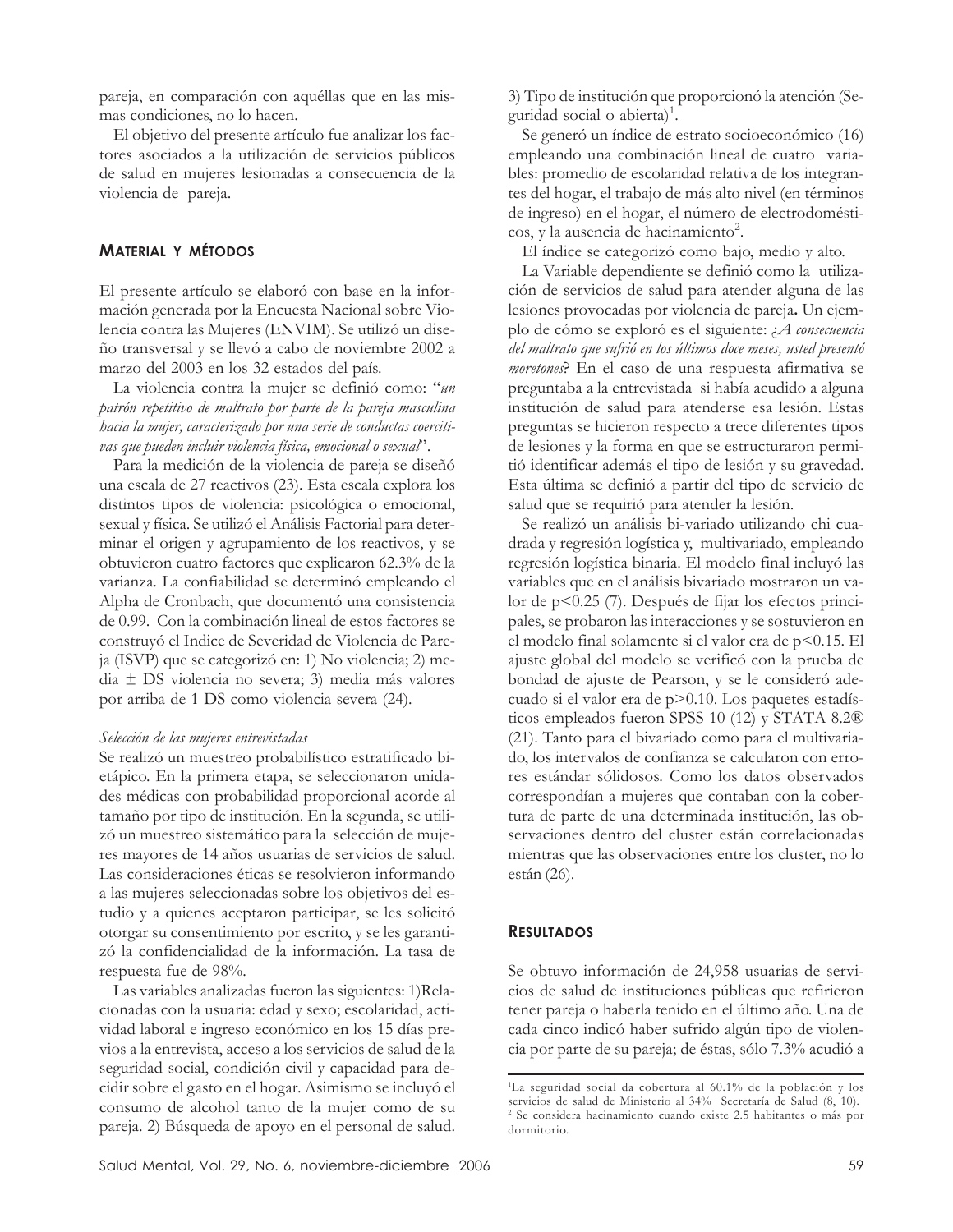pareja, en comparación con aquéllas que en las mismas condiciones, no lo hacen.

El objetivo del presente artículo fue analizar los factores asociados a la utilización de servicios públicos de salud en mujeres lesionadas a consecuencia de la violencia de pareja.

## MATERIAL Y MÉTODOS

El presente artículo se elaboró con base en la información generada por la Encuesta Nacional sobre Violencia contra las Mujeres (ENVIM). Se utilizó un diseño transversal y se llevó a cabo de noviembre 2002 a marzo del 2003 en los 32 estados del país.

La violencia contra la mujer se definió como: "*un patrón repetitivo de maltrato por parte de la pareja masculina hacia la mujer, caracterizado por una serie de conductas coercitivas que pueden incluir violencia física, emocional o sexual*".

Para la medición de la violencia de pareja se diseñó una escala de 27 reactivos (23). Esta escala explora los distintos tipos de violencia: psicológica o emocional, sexual y física. Se utilizó el Análisis Factorial para determinar el origen y agrupamiento de los reactivos, y se obtuvieron cuatro factores que explicaron 62.3% de la varianza. La confiabilidad se determinó empleando el Alpha de Cronbach, que documentó una consistencia de 0.99. Con la combinación lineal de estos factores se construyó el Indice de Severidad de Violencia de Pareja (ISVP) que se categorizó en: 1) No violencia; 2) media ± DS violencia no severa; 3) media más valores por arriba de 1 DS como violencia severa (24).

*Selección de las mujeres entrevistadas*

Se realizó un muestreo probabilístico estratificado bietápico. En la primera etapa, se seleccionaron unidades médicas con probabilidad proporcional acorde al tamaño por tipo de institución. En la segunda, se utilizó un muestreo sistemático para la selección de mujeres mayores de 14 años usuarias de servicios de salud. Las consideraciones éticas se resolvieron informando a las mujeres seleccionadas sobre los objetivos del estudio y a quienes aceptaron participar, se les solicitó otorgar su consentimiento por escrito, y se les garantizó la confidencialidad de la información. La tasa de respuesta fue de 98%.

Las variables analizadas fueron las siguientes: 1)Relacionadas con la usuaria: edad y sexo; escolaridad, actividad laboral e ingreso económico en los 15 días previos a la entrevista, acceso a los servicios de salud de la seguridad social, condición civil y capacidad para decidir sobre el gasto en el hogar. Asimismo se incluyó el consumo de alcohol tanto de la mujer como de su pareja. 2) Búsqueda de apoyo en el personal de salud. 3) Tipo de institución que proporcionó la atención (Seguridad social o abierta)[1].

Se generó un índice de estrato socioeconómico (16) empleando una combinación lineal de cuatro variables: promedio de escolaridad relativa de los integrantes del hogar, el trabajo de más alto nivel (en términos de ingreso) en el hogar, el número de electrodomésticos, y la ausencia de hacinamiento[2].

El índice se categorizó como bajo, medio y alto.

La Variable dependiente se definió como la utilización de servicios de salud para atender alguna de las lesiones provocadas por violencia de pareja**.** Un ejemplo de cómo se exploró es el siguiente: *¿A consecuencia del maltrato que sufrió en los últimos doce meses, usted presentó moretones*? En el caso de una respuesta afirmativa se preguntaba a la entrevistada si había acudido a alguna institución de salud para atenderse esa lesión. Estas preguntas se hicieron respecto a trece diferentes tipos de lesiones y la forma en que se estructuraron permitió identificar además el tipo de lesión y su gravedad. Esta última se definió a partir del tipo de servicio de salud que se requirió para atender la lesión.

Se realizó un análisis bi-variado utilizando chi cuadrada y regresión logística y, multivariado, empleando regresión logística binaria. El modelo final incluyó las variables que en el análisis bivariado mostraron un valor de $p<0.25$ (7). Después de fijar los efectos principales, se probaron las interacciones y se sostuvieron en el modelo final solamente si el valor era de $p<0.15$. El ajuste global del modelo se verificó con la prueba de bondad de ajuste de Pearson, y se le consideró adecuado si el valor era de $p>0.10$. Los paquetes estadísticos empleados fueron SPSS 10 (12) y STATA 8.2® (21). Tanto para el bivariado como para el multivariado, los intervalos de confianza se calcularon con errores estándar sólidosos. Como los datos observados correspondían a mujeres que contaban con la cobertura de parte de una determinada institución, las observaciones dentro del cluster están correlacionadas mientras que las observaciones entre los cluster, no lo están (26).

## RESULTADOS

Se obtuvo información de 24,958 usuarias de servicios de salud de instituciones públicas que refirieron tener pareja o haberla tenido en el último año. Una de cada cinco indicó haber sufrido algún tipo de violencia por parte de su pareja; de éstas, sólo 7.3% acudió a

---

[1] La seguridad social da cobertura al 60.1% de la población y los servicios de salud de Ministerio al 34% Secretaría de Salud (8, 10).

[2] Se considera hacinamiento cuando existe 2.5 habitantes o más por dormitorio.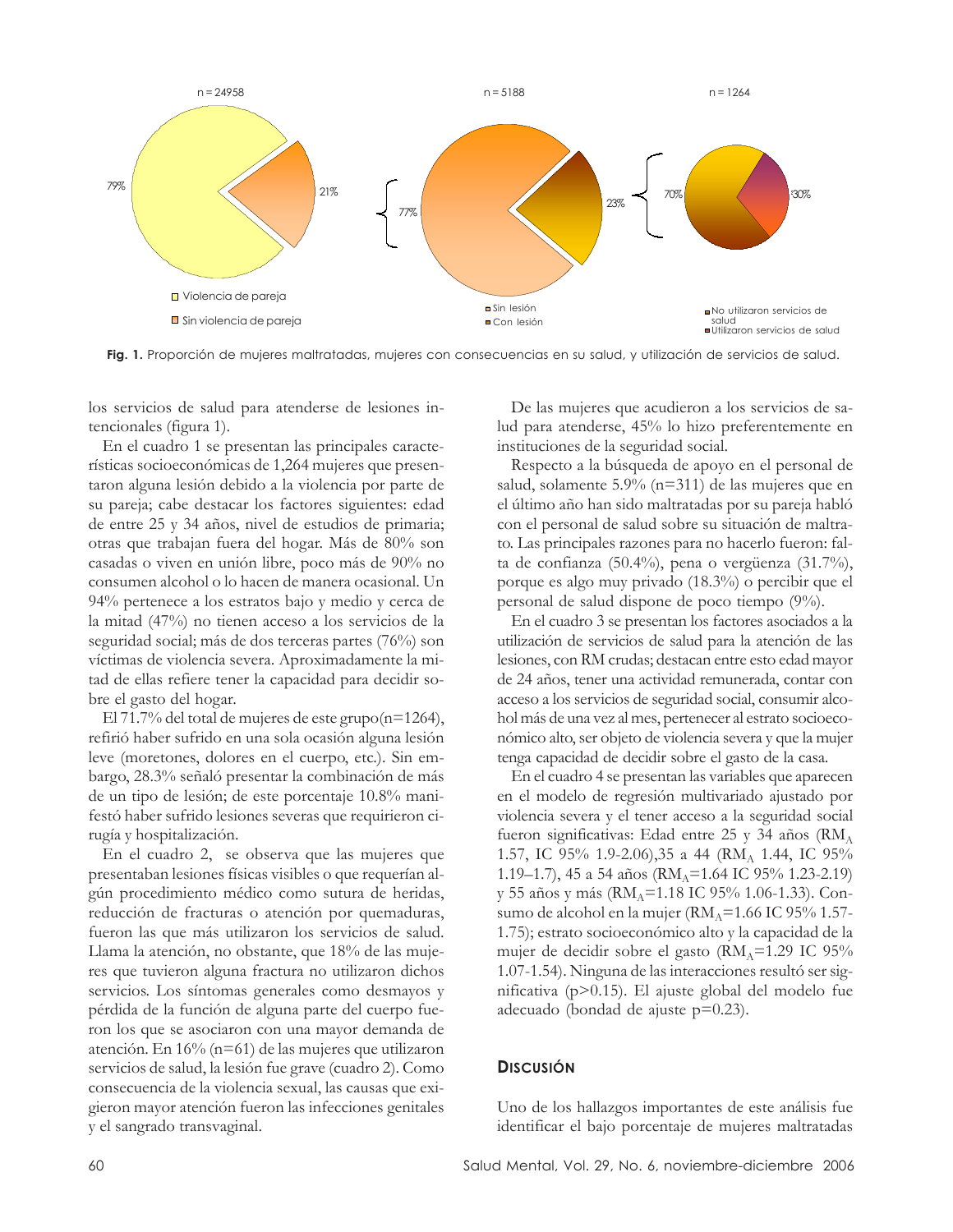Fig. 1. Proporción de mujeres maltratadas, mujeres con consecuencias en su salud, y utilización de servicios de salud.

los servicios de salud para atenderse de lesiones intencionales (figura 1).

En el cuadro 1 se presentan las principales características socioeconómicas de 1,264 mujeres que presentaron alguna lesión debido a la violencia por parte de su pareja; cabe destacar los factores siguientes: edad de entre 25 y 34 años, nivel de estudios de primaria; otras que trabajan fuera del hogar. Más de 80% son casadas o viven en unión libre, poco más de 90% no consumen alcohol o lo hacen de manera ocasional. Un 94% pertenece a los estratos bajo y medio y cerca de la mitad (47%) no tienen acceso a los servicios de la seguridad social; más de dos terceras partes (76%) son víctimas de violencia severa. Aproximadamente la mitad de ellas refiere tener la capacidad para decidir sobre el gasto del hogar.

El 71.7% del total de mujeres de este grupo(n=1264), refirió haber sufrido en una sola ocasión alguna lesión leve (moretones, dolores en el cuerpo, etc.). Sin embargo, 28.3% señaló presentar la combinación de más de un tipo de lesión; de este porcentaje 10.8% manifestó haber sufrido lesiones severas que requirieron cirugía y hospitalización.

En el cuadro 2, se observa que las mujeres que presentaban lesiones físicas visibles o que requerían algún procedimiento médico como sutura de heridas, reducción de fracturas o atención por quemaduras, fueron las que más utilizaron los servicios de salud. Llama la atención, no obstante, que 18% de las mujeres que tuvieron alguna fractura no utilizaron dichos servicios. Los síntomas generales como desmayos y pérdida de la función de alguna parte del cuerpo fueron los que se asociaron con una mayor demanda de atención. En 16% (n=61) de las mujeres que utilizaron servicios de salud, la lesión fue grave (cuadro 2). Como consecuencia de la violencia sexual, las causas que exigieron mayor atención fueron las infecciones genitales y el sangrado transvaginal.

De las mujeres que acudieron a los servicios de salud para atenderse, 45% lo hizo preferentemente en instituciones de la seguridad social.

Respecto a la búsqueda de apoyo en el personal de salud, solamente 5.9% (n=311) de las mujeres que en el último año han sido maltratadas por su pareja habló con el personal de salud sobre su situación de maltrato. Las principales razones para no hacerlo fueron: falta de confianza (50.4%), pena o vergüenza (31.7%), porque es algo muy privado (18.3%) o percibir que el personal de salud dispone de poco tiempo (9%).

En el cuadro 3 se presentan los factores asociados a la utilización de servicios de salud para la atención de las lesiones, con RM crudas; destacan entre esto edad mayor de 24 años, tener una actividad remunerada, contar con acceso a los servicios de seguridad social, consumir alcohol más de una vez al mes, pertenecer al estrato socioeconómico alto, ser objeto de violencia severa y que la mujer tenga capacidad de decidir sobre el gasto de la casa.

En el cuadro 4 se presentan las variables que aparecen en el modelo de regresión multivariado ajustado por violencia severa y el tener acceso a la seguridad social fueron significativas: Edad entre 25 y 34 años ($RM_A$ 1.57, IC 95% 1.9-2.06),35 a 44 ($RM_A$ 1.44, IC 95% 1.19–1.7), 45 a 54 años ($RM_A$=1.64 IC 95% 1.23-2.19) y 55 años y más ($RM_A$=1.18 IC 95% 1.06-1.33). Consumo de alcohol en la mujer ($RM_A$=1.66 IC 95% 1.57-1.75); estrato socioeconómico alto y la capacidad de la mujer de decidir sobre el gasto ($RM_A$=1.29 IC 95% 1.07-1.54). Ninguna de las interacciones resultó ser significativa ($p>0.15$). El ajuste global del modelo fue adecuado (bondad de ajuste $p=0.23$).

## Discusión

Uno de los hallazgos importantes de este análisis fue identificar el bajo porcentaje de mujeres maltratadas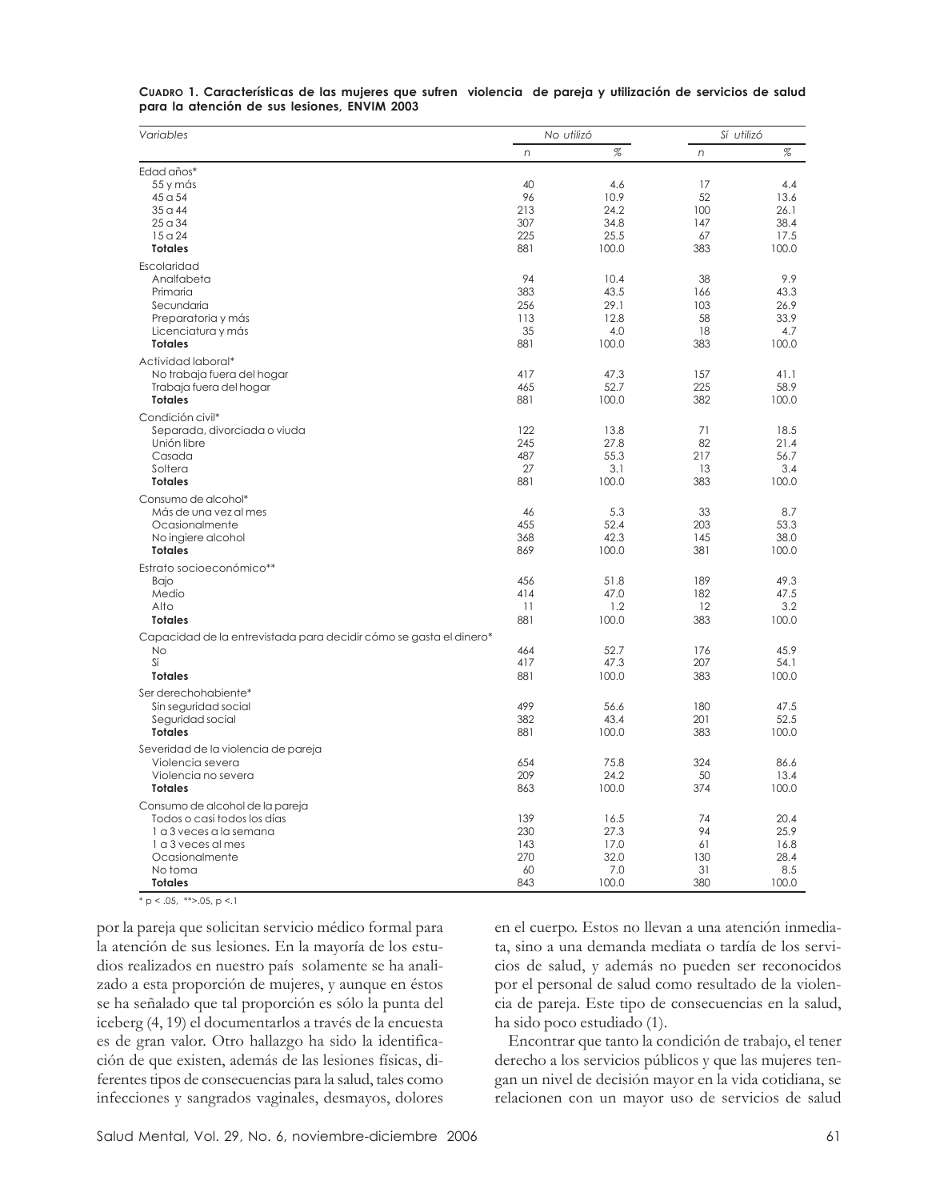**Cuadro 1. Características de las mujeres que sufren violencia de pareja y utilización de servicios de salud para la atención de sus lesiones, ENVIM 2003**

| *Variables* | *No utilizó* | | *Sí utilizó* | |
|---|---|---|---|---|
| | *n* | *%* | *n* | *%* |
| Edad años* | | | | |
| 55 y más | 40 | 4.6 | 17 | 4.4 |
| 45 a 54 | 96 | 10.9 | 52 | 13.6 |
| 35 a 44 | 213 | 24.2 | 100 | 26.1 |
| 25 a 34 | 307 | 34.8 | 147 | 38.4 |
| 15 a 24 | 225 | 25.5 | 67 | 17.5 |
| **Totales** | 881 | 100.0 | 383 | 100.0 |
| Escolaridad | | | | |
| Analfabeta | 94 | 10.4 | 38 | 9.9 |
| Primaria | 383 | 43.5 | 166 | 43.3 |
| Secundaria | 256 | 29.1 | 103 | 26.9 |
| Preparatoria y más | 113 | 12.8 | 58 | 33.9 |
| Licenciatura y más | 35 | 4.0 | 18 | 4.7 |
| **Totales** | 881 | 100.0 | 383 | 100.0 |
| Actividad laboral* | | | | |
| No trabaja fuera del hogar | 417 | 47.3 | 157 | 41.1 |
| Trabaja fuera del hogar | 465 | 52.7 | 225 | 58.9 |
| **Totales** | 881 | 100.0 | 382 | 100.0 |
| Condición civil* | | | | |
| Separada, divorciada o viuda | 122 | 13.8 | 71 | 18.5 |
| Unión libre | 245 | 27.8 | 82 | 21.4 |
| Casada | 487 | 55.3 | 217 | 56.7 |
| Soltera | 27 | 3.1 | 13 | 3.4 |
| **Totales** | 881 | 100.0 | 383 | 100.0 |
| Consumo de alcohol* | | | | |
| Más de una vez al mes | 46 | 5.3 | 33 | 8.7 |
| Ocasionalmente | 455 | 52.4 | 203 | 53.3 |
| No ingiere alcohol | 368 | 42.3 | 145 | 38.0 |
| **Totales** | 869 | 100.0 | 381 | 100.0 |
| Estrato socioeconómico** | | | | |
| Bajo | 456 | 51.8 | 189 | 49.3 |
| Medio | 414 | 47.0 | 182 | 47.5 |
| Alto | 11 | 1.2 | 12 | 3.2 |
| **Totales** | 881 | 100.0 | 383 | 100.0 |
| Capacidad de la entrevistada para decidir cómo se gasta el dinero* | | | | |
| No | 464 | 52.7 | 176 | 45.9 |
| Sí | 417 | 47.3 | 207 | 54.1 |
| **Totales** | 881 | 100.0 | 383 | 100.0 |
| Ser derechohabiente* | | | | |
| Sin seguridad social | 499 | 56.6 | 180 | 47.5 |
| Seguridad social | 382 | 43.4 | 201 | 52.5 |
| **Totales** | 881 | 100.0 | 383 | 100.0 |
| Severidad de la violencia de pareja | | | | |
| Violencia severa | 654 | 75.8 | 324 | 86.6 |
| Violencia no severa | 209 | 24.2 | 50 | 13.4 |
| **Totales** | 863 | 100.0 | 374 | 100.0 |
| Consumo de alcohol de la pareja | | | | |
| Todos o casi todos los días | 139 | 16.5 | 74 | 20.4 |
| 1 a 3 veces a la semana | 230 | 27.3 | 94 | 25.9 |
| 1 a 3 veces al mes | 143 | 17.0 | 61 | 16.8 |
| Ocasionalmente | 270 | 32.0 | 130 | 28.4 |
| No toma | 60 | 7.0 | 31 | 8.5 |
| **Totales** | 843 | 100.0 | 380 | 100.0 |

* $p < .05$, ** $> .05$, $p < .1$

por la pareja que solicitan servicio médico formal para la atención de sus lesiones. En la mayoría de los estudios realizados en nuestro país solamente se ha analizado a esta proporción de mujeres, y aunque en éstos se ha señalado que tal proporción es sólo la punta del iceberg (4, 19) el documentarlos a través de la encuesta es de gran valor. Otro hallazgo ha sido la identificación de que existen, además de las lesiones físicas, diferentes tipos de consecuencias para la salud, tales como infecciones y sangrados vaginales, desmayos, dolores en el cuerpo. Estos no llevan a una atención inmediata, sino a una demanda mediata o tardía de los servicios de salud, y además no pueden ser reconocidos por el personal de salud como resultado de la violencia de pareja. Este tipo de consecuencias en la salud, ha sido poco estudiado (1).

Encontrar que tanto la condición de trabajo, el tener derecho a los servicios públicos y que las mujeres tengan un nivel de decisión mayor en la vida cotidiana, se relacionen con un mayor uso de servicios de salud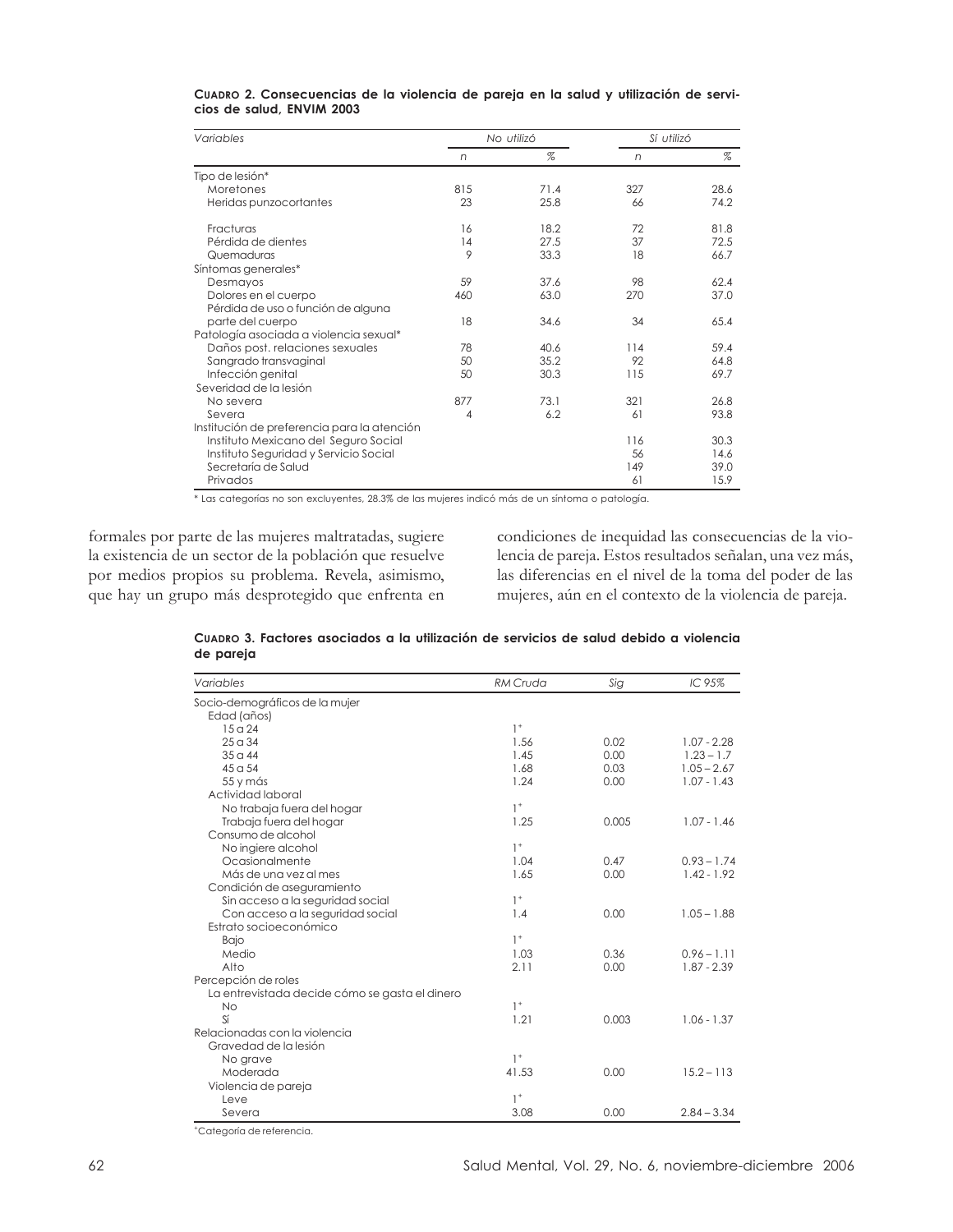**CUADRO 2. Consecuencias de la violencia de pareja en la salud y utilización de servicios de salud, ENVIM 2003**

| *Variables* | *No utilizó* | | *Sí utilizó* | |
|---|---|---|---|---|
| | *n* | *%* | *n* | *%* |
| Tipo de lesión* | | | | |
| Moretones | 815 | 71.4 | 327 | 28.6 |
| Heridas punzocortantes | 23 | 25.8 | 66 | 74.2 |
| Fracturas | 16 | 18.2 | 72 | 81.8 |
| Pérdida de dientes | 14 | 27.5 | 37 | 72.5 |
| Quemaduras | 9 | 33.3 | 18 | 66.7 |
| Síntomas generales* | | | | |
| Desmayos | 59 | 37.6 | 98 | 62.4 |
| Dolores en el cuerpo | 460 | 63.0 | 270 | 37.0 |
| Pérdida de uso o función de alguna parte del cuerpo | 18 | 34.6 | 34 | 65.4 |
| Patología asociada a violencia sexual* | | | | |
| Daños post. relaciones sexuales | 78 | 40.6 | 114 | 59.4 |
| Sangrado transvaginal | 50 | 35.2 | 92 | 64.8 |
| Infección genital | 50 | 30.3 | 115 | 69.7 |
| Severidad de la lesión | | | | |
| No severa | 877 | 73.1 | 321 | 26.8 |
| Severa | 4 | 6.2 | 61 | 93.8 |
| Institución de preferencia para la atención | | | | |
| Instituto Mexicano del Seguro Social | | | 116 | 30.3 |
| Instituto Seguridad y Servicio Social | | | 56 | 14.6 |
| Secretaría de Salud | | | 149 | 39.0 |
| Privados | | | 61 | 15.9 |

* Las categorías no son excluyentes, 28.3% de las mujeres indicó más de un síntoma o patología.

formales por parte de las mujeres maltratadas, sugiere la existencia de un sector de la población que resuelve por medios propios su problema. Revela, asimismo, que hay un grupo más desprotegido que enfrenta en condiciones de inequidad las consecuencias de la violencia de pareja. Estos resultados señalan, una vez más, las diferencias en el nivel de la toma del poder de las mujeres, aún en el contexto de la violencia de pareja.

**CUADRO 3. Factores asociados a la utilización de servicios de salud debido a violencia de pareja**

| *Variables* | *RM Cruda* | *Sig* | *IC 95%* |
|---|---|---|---|
| Socio-demográficos de la mujer | | | |
| Edad (años) | | | |
| 15 a 24 | 1+ | | |
| 25 a 34 | 1.56 | 0.02 | 1.07 - 2.28 |
| 35 a 44 | 1.45 | 0.00 | 1.23 – 1.7 |
| 45 a 54 | 1.68 | 0.03 | 1.05 – 2.67 |
| 55 y más | 1.24 | 0.00 | 1.07 - 1.43 |
| Actividad laboral | | | |
| No trabaja fuera del hogar | 1+ | | |
| Trabaja fuera del hogar | 1.25 | 0.005 | 1.07 - 1.46 |
| Consumo de alcohol | | | |
| No ingiere alcohol | 1+ | | |
| Ocasionalmente | 1.04 | 0.47 | 0.93 – 1.74 |
| Más de una vez al mes | 1.65 | 0.00 | 1.42 - 1.92 |
| Condición de aseguramiento | | | |
| Sin acceso a la seguridad social | 1+ | | |
| Con acceso a la seguridad social | 1.4 | 0.00 | 1.05 – 1.88 |
| Estrato socioeconómico | | | |
| Bajo | 1+ | | |
| Medio | 1.03 | 0.36 | 0.96 – 1.11 |
| Alto | 2.11 | 0.00 | 1.87 - 2.39 |
| Percepción de roles | | | |
| La entrevistada decide cómo se gasta el dinero | | | |
| No | 1+ | | |
| Sí | 1.21 | 0.003 | 1.06 - 1.37 |
| Relacionadas con la violencia | | | |
| Gravedad de la lesión | | | |
| No grave | 1+ | | |
| Moderada | 41.53 | 0.00 | 15.2 – 113 |
| Violencia de pareja | | | |
| Leve | 1+ | | |
| Severa | 3.08 | 0.00 | 2.84 – 3.34 |

+Categoría de referencia.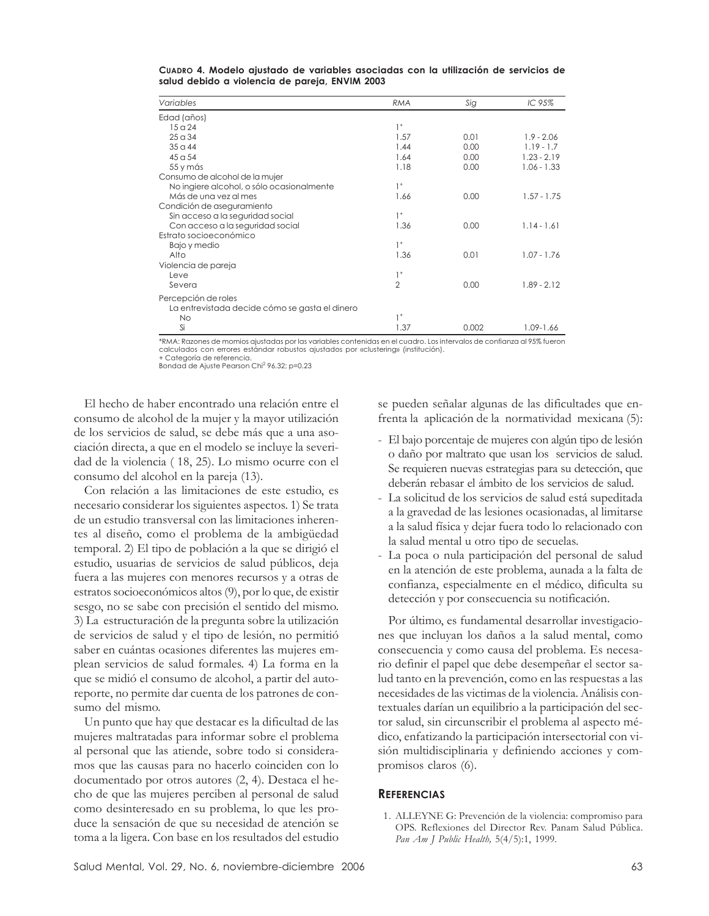**Cuadro 4. Modelo ajustado de variables asociadas con la utilización de servicios de salud debido a violencia de pareja, ENVIM 2003**

| *Variables* | *RMA* | *Sig* | *IC 95%* |
|---|---|---|---|
| Edad (años) | | | |
| 15 a 24 | 1+ | | |
| 25 a 34 | 1.57 | 0.01 | 1.9 - 2.06 |
| 35 a 44 | 1.44 | 0.00 | 1.19 - 1.7 |
| 45 a 54 | 1.64 | 0.00 | 1.23 - 2.19 |
| 55 y más | 1.18 | 0.00 | 1.06 - 1.33 |
| Consumo de alcohol de la mujer | | | |
| No ingiere alcohol, o sólo ocasionalmente | 1+ | | |
| Más de una vez al mes | 1.66 | 0.00 | 1.57 - 1.75 |
| Condición de aseguramiento | | | |
| Sin acceso a la seguridad social | 1+ | | |
| Con acceso a la seguridad social | 1.36 | 0.00 | 1.14 - 1.61 |
| Estrato socioeconómico | | | |
| Bajo y medio | 1+ | | |
| Alto | 1.36 | 0.01 | 1.07 - 1.76 |
| Violencia de pareja | | | |
| Leve | 1+ | | |
| Severa | 2 | 0.00 | 1.89 - 2.12 |
| Percepción de roles | | | |
| La entrevistada decide cómo se gasta el dinero | | | |
| No | 1+ | | |
| Sí | 1.37 | 0.002 | 1.09-1.66 |

*RMA: Razones de momios ajustadas por las variables contenidas en el cuadro. Los intervalos de confianza al 95% fueron calculados con errores estándar robustos ajustados por «clustering» (institución).
+ Categoría de referencia.
Bondad de Ajuste Pearson $Chi^2$ 96.32; p=0.23

El hecho de haber encontrado una relación entre el consumo de alcohol de la mujer y la mayor utilización de los servicios de salud, se debe más que a una asociación directa, a que en el modelo se incluye la severidad de la violencia ( 18, 25). Lo mismo ocurre con el consumo del alcohol en la pareja (13).

Con relación a las limitaciones de este estudio, es necesario considerar los siguientes aspectos. 1) Se trata de un estudio transversal con las limitaciones inherentes al diseño, como el problema de la ambigüedad temporal. 2) El tipo de población a la que se dirigió el estudio, usuarias de servicios de salud públicos, deja fuera a las mujeres con menores recursos y a otras de estratos socioeconómicos altos (9), por lo que, de existir sesgo, no se sabe con precisión el sentido del mismo. 3) La estructuración de la pregunta sobre la utilización de servicios de salud y el tipo de lesión, no permitió saber en cuántas ocasiones diferentes las mujeres emplean servicios de salud formales. 4) La forma en la que se midió el consumo de alcohol, a partir del autoreporte, no permite dar cuenta de los patrones de consumo del mismo.

Un punto que hay que destacar es la dificultad de las mujeres maltratadas para informar sobre el problema al personal que las atiende, sobre todo si consideramos que las causas para no hacerlo coinciden con lo documentado por otros autores (2, 4). Destaca el hecho de que las mujeres perciben al personal de salud como desinteresado en su problema, lo que les produce la sensación de que su necesidad de atención se toma a la ligera. Con base en los resultados del estudio se pueden señalar algunas de las dificultades que enfrenta la aplicación de la normatividad mexicana (5):

- El bajo porcentaje de mujeres con algún tipo de lesión o daño por maltrato que usan los servicios de salud. Se requieren nuevas estrategias para su detección, que deberán rebasar el ámbito de los servicios de salud.
- La solicitud de los servicios de salud está supeditada a la gravedad de las lesiones ocasionadas, al limitarse a la salud física y dejar fuera todo lo relacionado con la salud mental u otro tipo de secuelas.
- La poca o nula participación del personal de salud en la atención de este problema, aunada a la falta de confianza, especialmente en el médico, dificulta su detección y por consecuencia su notificación.

Por último, es fundamental desarrollar investigaciones que incluyan los daños a la salud mental, como consecuencia y como causa del problema. Es necesario definir el papel que debe desempeñar el sector salud tanto en la prevención, como en las respuestas a las necesidades de las victimas de la violencia. Análisis contextuales darían un equilibrio a la participación del sector salud, sin circunscribir el problema al aspecto médico, enfatizando la participación intersectorial con visión multidisciplinaria y definiendo acciones y compromisos claros (6).

## Referencias

1. ALLEYNE G: Prevención de la violencia: compromiso para OPS. Reflexiones del Director Rev. Panam Salud Pública. *Pan Am J Public Health,* 5(4/5):1, 1999.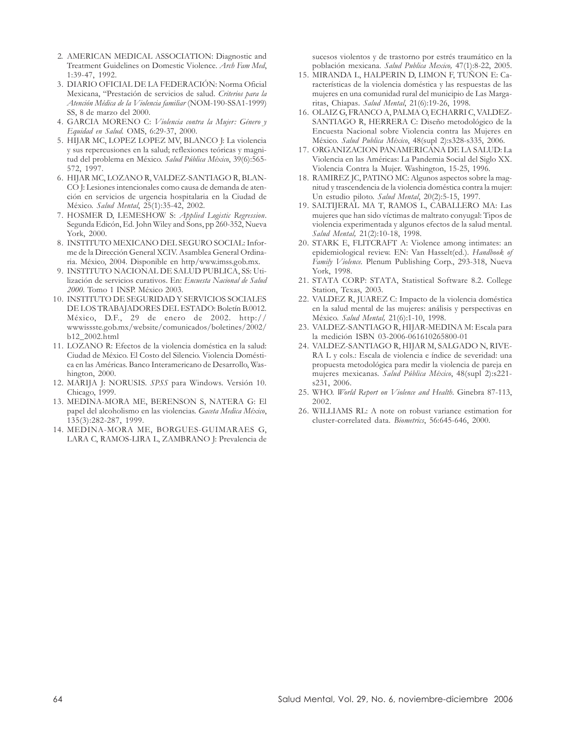2. AMERICAN MEDICAL ASSOCIATION: Diagnostic and Treatment Guidelines on Domestic Violence. *Arch Fam Med*, 1:39-47, 1992.
3. DIARIO OFICIAL DE LA FEDERACIÓN: Norma Oficial Mexicana, "Prestación de servicios de salud. *Criterios para la Atención Médica de la Violencia familiar* (NOM-190-SSA1-1999) SS, 8 de marzo del 2000.
4. GARCIA MORENO C: *Violencia contra la Mujer: Género y Equidad en Salud.* OMS, 6:29-37, 2000.
5. HIJAR MC, LOPEZ LOPEZ MV, BLANCO J: La violencia y sus repercusiones en la salud; reflexiones teóricas y magnitud del problema en México. *Salud Pública México*, 39(6):565-572, 1997.
6. HIJAR MC, LOZANO R, VALDEZ-SANTIAGO R, BLANCO J: Lesiones intencionales como causa de demanda de atención en servicios de urgencia hospitalaria en la Ciudad de México. *Salud Mental*, 25(1):35-42, 2002.
7. HOSMER D, LEMESHOW S: *Applied Logistic Regression*. Segunda Edicón, Ed. John Wiley and Sons, pp 260-352, Nueva York, 2000.
8. INSTITUTO MEXICANO DEL SEGURO SOCIAL: Informe de la Dirección General XCIV. Asamblea General Ordinaria. México, 2004. Disponible en http/www.imss.gob.mx.
9. INSTITUTO NACIONAL DE SALUD PUBLICA, SS: Utilización de servicios curativos. En: *Encuesta Nacional de Salud 2000*. Tomo 1 INSP. México 2003.
10. INSTITUTO DE SEGURIDAD Y SERVICIOS SOCIALES DE LOS TRABAJADORES DEL ESTADO: Boletín B.0012. México, D.F., 29 de enero de 2002. http://wwwissste.gob.mx/website/comunicados/boletines/2002/b12_2002.html
11. LOZANO R: Efectos de la violencia doméstica en la salud: Ciudad de México. El Costo del Silencio. Violencia Doméstica en las Américas. Banco Interamericano de Desarrollo, Washington, 2000.
12. MARIJA J: NORUSIS. *SPSS* para Windows. Versión 10. Chicago, 1999.
13. MEDINA-MORA ME, BERENSON S, NATERA G: El papel del alcoholismo en las violencias. *Gaceta Medica México*, 135(3):282-287, 1999.
14. MEDINA-MORA ME, BORGUES-GUIMARAES G, LARA C, RAMOS-LIRA L, ZAMBRANO J: Prevalencia de sucesos violentos y de trastorno por estrés traumático en la población mexicana. *Salud Publica Mexico,* 47(1):8-22, 2005.
15. MIRANDA L, HALPERIN D, LIMON F, TUÑON E: Características de la violencia doméstica y las respuestas de las mujeres en una comunidad rural del municipio de Las Margaritas, Chiapas. *Salud Mental*, 21(6):19-26, 1998.
16. OLAIZ G, FRANCO A, PALMA O, ECHARRI C, VALDEZ-SANTIAGO R, HERRERA C: Diseño metodológico de la Encuesta Nacional sobre Violencia contra las Mujeres en México. *Salud Publica México*, 48(supl 2):s328-s335, 2006.
17. ORGANIZACION PANAMERICANA DE LA SALUD: La Violencia en las Américas: La Pandemia Social del Siglo XX. Violencia Contra la Mujer. Washington, 15-25, 1996.
18. RAMIREZ JC, PATINO MC: Algunos aspectos sobre la magnitud y trascendencia de la violencia doméstica contra la mujer: Un estudio piloto. *Salud Mental*, 20(2):5-15, 1997.
19. SALTIJERAL MA T, RAMOS L, CABALLERO MA: Las mujeres que han sido víctimas de maltrato conyugal: Tipos de violencia experimentada y algunos efectos de la salud mental. *Salud Mental,* 21(2):10-18, 1998.
20. STARK E, FLITCRAFT A: Violence among intimates: an epidemiological review. EN: Van Hasselt(ed.). *Handbook of Family Violence.* Plenum Publishing Corp., 293-318, Nueva York, 1998.
21. STATA CORP: STATA, Statistical Software 8.2. College Station, Texas, 2003.
22. VALDEZ R, JUAREZ C: Impacto de la violencia doméstica en la salud mental de las mujeres: análisis y perspectivas en México. *Salud Mental,* 21(6):1-10, 1998.
23. VALDEZ-SANTIAGO R, HIJAR-MEDINA M: Escala para la medición ISBN 03-2006-061610265800-01
24. VALDEZ-SANTIAGO R, HIJAR M, SALGADO N, RIVERA L y cols.: Escala de violencia e índice de severidad: una propuesta metodológica para medir la violencia de pareja en mujeres mexicanas. *Salud Pública México*, 48(supl 2):s221-s231, 2006.
25. WHO. *World Report on Violence and Health*. Ginebra 87-113, 2002.
26. WILLIAMS RL: A note on robust variance estimation for cluster-correlated data. *Biometrics*, 56:645-646, 2000.